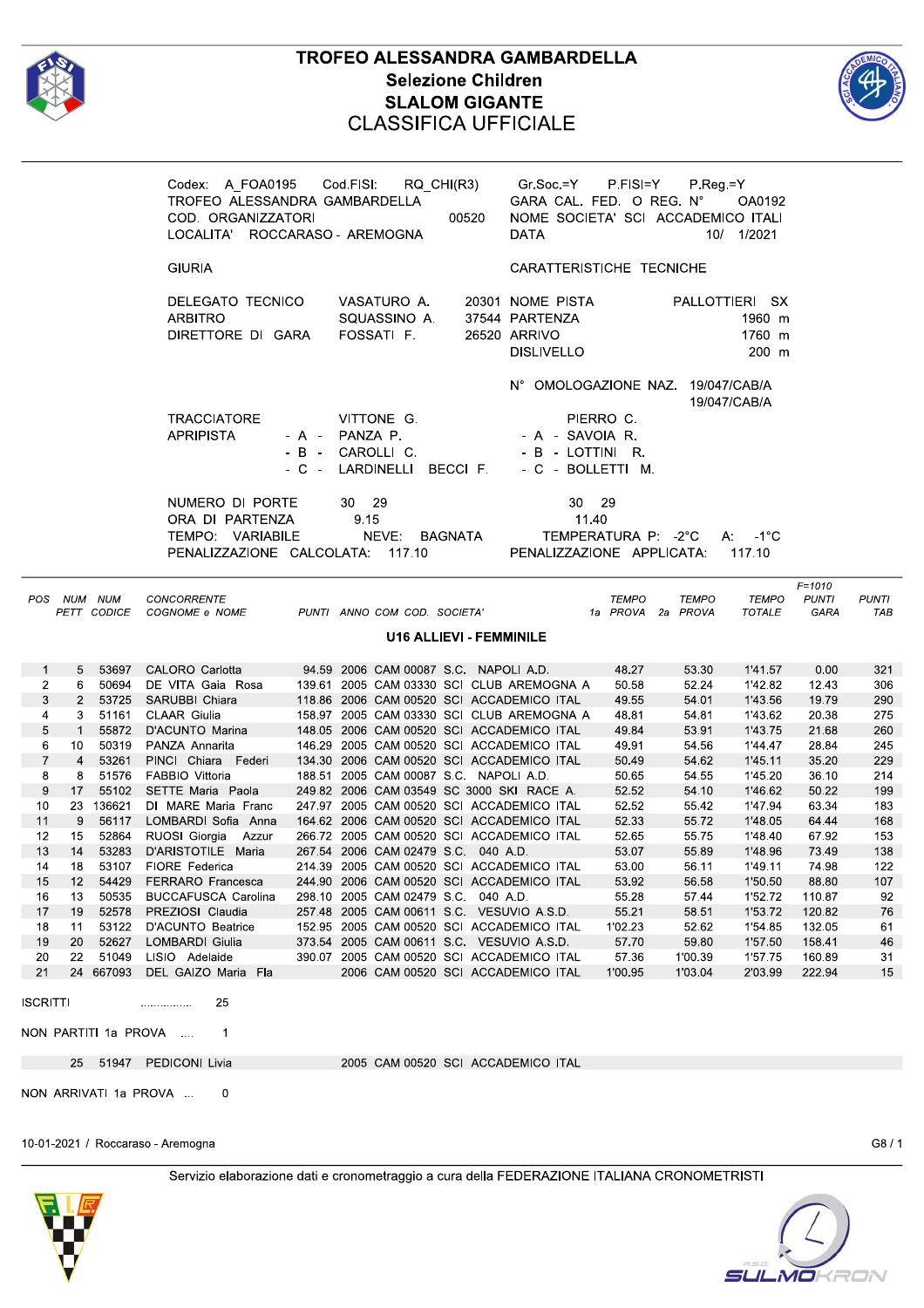# TROFEO ALESSANDRA GAMBARDELLA

## Selezione Children

## SLALOM GIGANTE

## CLASSIFICA UFFICIALE

Codex: A_FOA0195 Cod.FISI: RQ_CHI(R3)
TROFEO ALESSANDRA GAMBARDELLA
COD. ORGANIZZATORI 00520
LOCALITA' ROCCARASO - AREMOGNA

Gr.Soc.=Y P.FISI=Y P.Reg.=Y
GARA CAL. FED. O REG. N° OA0192
NOME SOCIETA' SCI ACCADEMICO ITALI
DATA 10/ 1/2021

GIURIA

| | | |
|---|---|---|
| DELEGATO TECNICO | VASATURO A. | 20301 |
| ARBITRO | SQUASSINO A. | 37544 |
| DIRETTORE DI GARA | FOSSATI F. | 26520 |

CARATTERISTICHE TECNICHE

| | |
|---|---|
| NOME PISTA | PALLOTTIERI SX |
| PARTENZA | 1960 m |
| ARRIVO | 1760 m |
| DISLIVELLO | 200 m |
| N° OMOLOGAZIONE NAZ. | 19/047/CAB/A 19/047/CAB/A |

| | 1a PROVA | 2a PROVA |
|---|---|---|
| TRACCIATORE | VITTONE G. | PIERRO C. |
| APRIPISTA - A - | PANZA P. | SAVOIA R. |
| - B - | CAROLLI C. | LOTTINI R. |
| - C - | LARDINELLI BECCI F. | BOLLETTI M. |
| NUMERO DI PORTE | 30 29 | 30 29 |
| ORA DI PARTENZA | 9.15 | 11.40 |

TEMPO: VARIABILE NEVE: BAGNATA TEMPERATURA P: -2°C A: -1°C
PENALIZZAZIONE CALCOLATA: 117.10 PENALIZZAZIONE APPLICATA: 117.10

### U16 ALLIEVI - FEMMINILE

| POS | NUM PETT | NUM CODICE | CONCORRENTE COGNOME e NOME | PUNTI | ANNO | COM | COD. | SOCIETA' | TEMPO 1a PROVA | TEMPO 2a PROVA | TEMPO TOTALE | F=1010 PUNTI GARA | PUNTI TAB |
|---|---|---|---|---|---|---|---|---|---|---|---|---|---|
| 1 | 5 | 53697 | CALORO Carlotta | 94.59 | 2006 | CAM | 00087 | S.C. NAPOLI A.D. | 48.27 | 53.30 | 1'41.57 | 0.00 | 321 |
| 2 | 6 | 50694 | DE VITA Gaia Rosa | 139.61 | 2005 | CAM | 03330 | SCI CLUB AREMOGNA A | 50.58 | 52.24 | 1'42.82 | 12.43 | 306 |
| 3 | 2 | 53725 | SARUBBI Chiara | 118.86 | 2006 | CAM | 00520 | SCI ACCADEMICO ITAL | 49.55 | 54.01 | 1'43.56 | 19.79 | 290 |
| 4 | 3 | 51161 | CLAAR Giulia | 158.97 | 2005 | CAM | 03330 | SCI CLUB AREMOGNA A | 48.81 | 54.81 | 1'43.62 | 20.38 | 275 |
| 5 | 1 | 55872 | D'ACUNTO Marina | 148.05 | 2006 | CAM | 00520 | SCI ACCADEMICO ITAL | 49.84 | 53.91 | 1'43.75 | 21.68 | 260 |
| 6 | 10 | 50319 | PANZA Annarita | 146.29 | 2005 | CAM | 00520 | SCI ACCADEMICO ITAL | 49.91 | 54.56 | 1'44.47 | 28.84 | 245 |
| 7 | 4 | 53261 | PINCI Chiara Federi | 134.30 | 2006 | CAM | 00520 | SCI ACCADEMICO ITAL | 50.49 | 54.62 | 1'45.11 | 35.20 | 229 |
| 8 | 8 | 51576 | FABBIO Vittoria | 188.51 | 2005 | CAM | 00087 | S.C. NAPOLI A.D. | 50.65 | 54.55 | 1'45.20 | 36.10 | 214 |
| 9 | 17 | 55102 | SETTE Maria Paola | 249.82 | 2006 | CAM | 03549 | SC 3000 SKI RACE A. | 52.52 | 54.10 | 1'46.62 | 50.22 | 199 |
| 10 | 23 | 136621 | DI MARE Maria Franc | 247.97 | 2006 | CAM | 00520 | SCI ACCADEMICO ITAL | 52.52 | 55.42 | 1'47.94 | 63.34 | 183 |
| 11 | 9 | 56117 | LOMBARDI Sofia Anna | 164.62 | 2006 | CAM | 00520 | SCI ACCADEMICO ITAL | 52.33 | 55.72 | 1'48.05 | 64.44 | 168 |
| 12 | 15 | 52864 | RUOSI Giorgia Azzur | 266.72 | 2006 | CAM | 00520 | SCI ACCADEMICO ITAL | 52.65 | 55.75 | 1'48.40 | 67.92 | 153 |
| 13 | 14 | 53283 | D'ARISTOTILE Maria | 267.54 | 2006 | CAM | 02479 | S.C. 040 A.D. | 53.07 | 55.89 | 1'48.96 | 73.49 | 138 |
| 14 | 18 | 53107 | FIORE Federica | 214.39 | 2005 | CAM | 00520 | SCI ACCADEMICO ITAL | 53.00 | 56.11 | 1'49.11 | 74.98 | 122 |
| 15 | 12 | 54429 | FERRARO Francesca | 244.90 | 2006 | CAM | 00520 | SCI ACCADEMICO ITAL | 53.92 | 56.58 | 1'50.50 | 88.80 | 107 |
| 16 | 13 | 50535 | BUCCAFUSCA Carolina | 298.10 | 2005 | CAM | 02479 | S.C. 040 A.D. | 55.28 | 57.44 | 1'52.72 | 110.87 | 92 |
| 17 | 19 | 52578 | PREZIOSI Claudia | 257.48 | 2005 | CAM | 00611 | S.C. VESUVIO A.S.D. | 55.21 | 58.51 | 1'53.72 | 120.82 | 76 |
| 18 | 11 | 53122 | D'ACUNTO Beatrice | 152.95 | 2006 | CAM | 00520 | SCI ACCADEMICO ITAL | 1'02.23 | 52.62 | 1'54.85 | 132.05 | 61 |
| 19 | 20 | 52627 | LOMBARDI Giulia | 373.54 | 2005 | CAM | 00611 | S.C. VESUVIO A.S.D. | 57.70 | 59.80 | 1'57.50 | 158.41 | 46 |
| 20 | 22 | 51049 | LISIO Adelaide | 390.07 | 2005 | CAM | 00520 | SCI ACCADEMICO ITAL | 57.36 | 1'00.39 | 1'57.75 | 160.89 | 31 |
| 21 | 24 | 667093 | DEL GAIZO Maria Fla | | 2006 | CAM | 00520 | SCI ACCADEMICO ITAL | 1'00.95 | 1'03.04 | 2'03.99 | 222.94 | 15 |

ISCRITTI ............... 25

NON PARTITI 1a PROVA .... 1

| NUM PETT | NUM CODICE | CONCORRENTE | ANNO | COM | COD. | SOCIETA' |
|---|---|---|---|---|---|---|
| 25 | 51947 | PEDICONI Livia | 2005 | CAM | 00520 | SCI ACCADEMICO ITAL |

NON ARRIVATI 1a PROVA ... 0

10-01-2021 / Roccaraso - Aremogna

Servizio elaborazione dati e cronometraggio a cura della FEDERAZIONE ITALIANA CRONOMETRISTI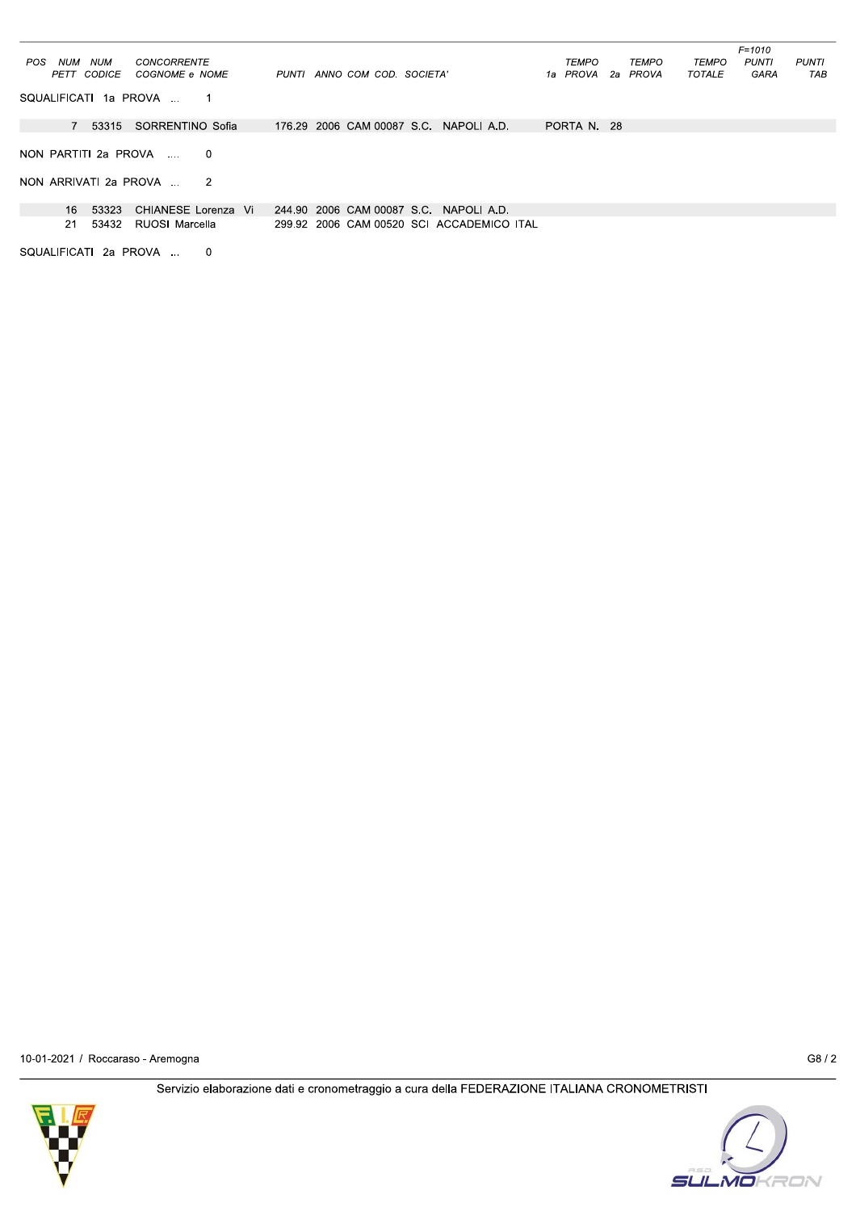| POS | NUM PETT | NUM CODICE | CONCORRENTE COGNOME e NOME | PUNTI | ANNO | COM | COD. | SOCIETA' | TEMPO 1a PROVA | TEMPO 2a PROVA | TEMPO TOTALE | F=1010 PUNTI GARA | PUNTI TAB |
|---|---|---|---|---|---|---|---|---|---|---|---|---|---|
| SQUALIFICATI 1a PROVA ... 1 | | | | | | | | | | | | | |
| | 7 | 53315 | SORRENTINO Sofia | 176.29 | 2006 | CAM | 00087 | S.C. NAPOLI A.D. | PORTA N. 28 | | | | |
| NON PARTITI 2a PROVA .... 0 | | | | | | | | | | | | | |
| NON ARRIVATI 2a PROVA ... 2 | | | | | | | | | | | | | |
| | 16 | 53323 | CHIANESE Lorenza Vi | 244.90 | 2006 | CAM | 00087 | S.C. NAPOLI A.D. | | | | | |
| | 21 | 53432 | RUOSI Marcella | 299.92 | 2006 | CAM | 00520 | SCI ACCADEMICO ITAL | | | | | |
| SQUALIFICATI 2a PROVA ... 0 | | | | | | | | | | | | | |

10-01-2021 / Roccaraso - Aremogna

G8 / 2

Servizio elaborazione dati e cronometraggio a cura della FEDERAZIONE ITALIANA CRONOMETRISTI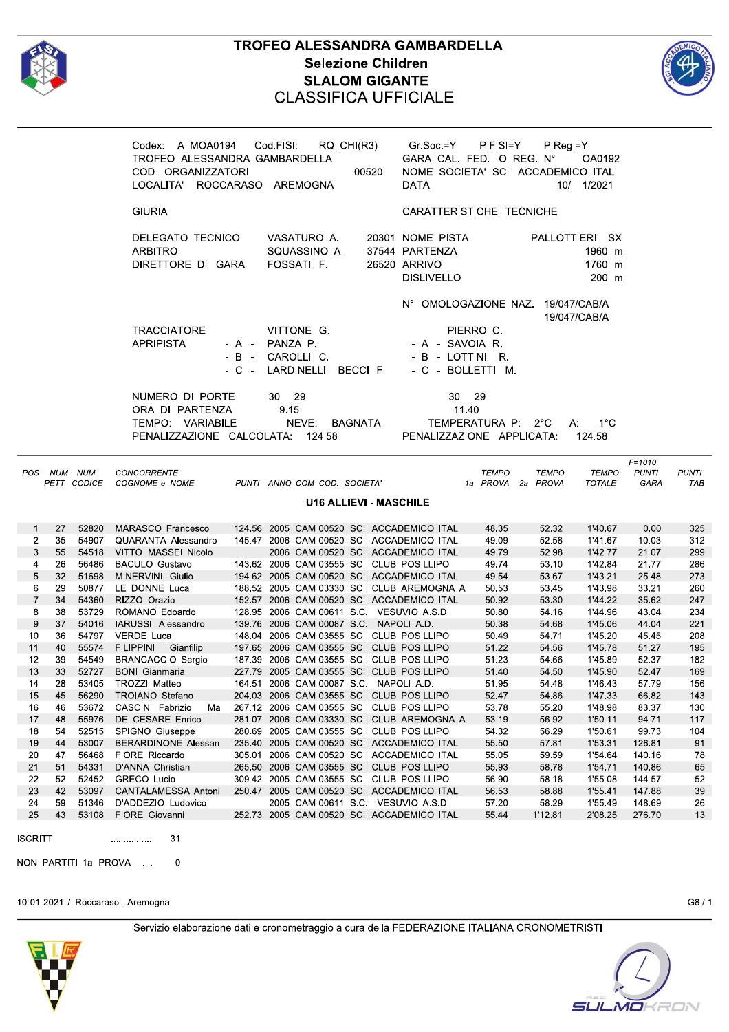# TROFEO ALESSANDRA GAMBARDELLA

## Selezione Children

## SLALOM GIGANTE

## CLASSIFICA UFFICIALE

Codex: A_MOA0194 Cod.FISI: RQ_CHI(R3) Gr.Soc.=Y P.FISI=Y P.Reg.=Y
TROFEO ALESSANDRA GAMBARDELLA GARA CAL. FED. O REG. N° OA0192
COD. ORGANIZZATORI 00520 NOME SOCIETA' SCI ACCADEMICO ITALI
LOCALITA' ROCCARASO - AREMOGNA DATA 10/ 1/2021

GIURIA

CARATTERISTICHE TECNICHE

DELEGATO TECNICO VASATURO A. 20301
ARBITRO SQUASSINO A. 37544
DIRETTORE DI GARA FOSSATI F. 26520

NOME PISTA PALLOTTIERI SX
PARTENZA 1960 m
ARRIVO 1760 m
DISLIVELLO 200 m

N° OMOLOGAZIONE NAZ. 19/047/CAB/A
19/047/CAB/A

TRACCIATORE VITTONE G. PIERRO C.
APRIPISTA - A - PANZA P. - A - SAVOIA R.
- B - CAROLLI C. - B - LOTTINI R.
- C - LARDINELLI BECCI F. - C - BOLLETTI M.

NUMERO DI PORTE 30 29 30 29
ORA DI PARTENZA 9.15 11.40
TEMPO: VARIABILE NEVE: BAGNATA TEMPERATURA P: -2°C A: -1°C
PENALIZZAZIONE CALCOLATA: 124.58 PENALIZZAZIONE APPLICATA: 124.58

### U16 ALLIEVI - MASCHILE

| POS | NUM PETT | NUM CODICE | CONCORRENTE COGNOME e NOME | PUNTI | ANNO | COM | COD. | SOCIETA' | TEMPO 1a PROVA | TEMPO 2a PROVA | TEMPO TOTALE | F=1010 PUNTI GARA | PUNTI TAB |
|---|---|---|---|---|---|---|---|---|---|---|---|---|---|
| 1 | 27 | 52820 | MARASCO Francesco | 124.56 | 2005 | CAM | 00520 | SCI ACCADEMICO ITAL | 48.35 | 52.32 | 1'40.67 | 0.00 | 325 |
| 2 | 35 | 54907 | QUARANTA Alessandro | 145.47 | 2006 | CAM | 00520 | SCI ACCADEMICO ITAL | 49.09 | 52.58 | 1'41.67 | 10.03 | 312 |
| 3 | 55 | 54518 | VITTO MASSEI Nicolo | | 2006 | CAM | 00520 | SCI ACCADEMICO ITAL | 49.79 | 52.98 | 1'42.77 | 21.07 | 299 |
| 4 | 26 | 56486 | BACULO Gustavo | 143.62 | 2006 | CAM | 03555 | SCI CLUB POSILLIPO | 49.74 | 53.10 | 1'42.84 | 21.77 | 286 |
| 5 | 32 | 51698 | MINERVINI Giulio | 194.62 | 2005 | CAM | 00520 | SCI ACCADEMICO ITAL | 49.54 | 53.67 | 1'43.21 | 25.48 | 273 |
| 6 | 29 | 50877 | LE DONNE Luca | 188.52 | 2005 | CAM | 03330 | SCI CLUB AREMOGNA A | 50.53 | 53.45 | 1'43.98 | 33.21 | 260 |
| 7 | 34 | 54360 | RIZZO Orazio | 152.57 | 2006 | CAM | 00520 | SCI ACCADEMICO ITAL | 50.92 | 53.30 | 1'44.22 | 35.62 | 247 |
| 8 | 38 | 53729 | ROMANO Edoardo | 128.95 | 2006 | CAM | 00611 | S.C. VESUVIO A.S.D. | 50.80 | 54.16 | 1'44.96 | 43.04 | 234 |
| 9 | 37 | 54016 | IARUSSI Alessandro | 139.76 | 2006 | CAM | 00087 | S.C. NAPOLI A.D. | 50.38 | 54.68 | 1'45.06 | 44.04 | 221 |
| 10 | 36 | 54797 | VERDE Luca | 148.04 | 2006 | CAM | 03555 | SCI CLUB POSILLIPO | 50.49 | 54.71 | 1'45.20 | 45.45 | 208 |
| 11 | 40 | 55574 | FILIPPINI Gianfilip | 197.65 | 2006 | CAM | 03555 | SCI CLUB POSILLIPO | 51.22 | 54.56 | 1'45.78 | 51.27 | 195 |
| 12 | 39 | 54549 | BRANCACCIO Sergio | 187.39 | 2006 | CAM | 03555 | SCI CLUB POSILLIPO | 51.23 | 54.66 | 1'45.89 | 52.37 | 182 |
| 13 | 33 | 52727 | BONI Gianmaria | 227.79 | 2005 | CAM | 03555 | SCI CLUB POSILLIPO | 51.40 | 54.50 | 1'45.90 | 52.47 | 169 |
| 14 | 28 | 53405 | TROZZI Matteo | 164.51 | 2006 | CAM | 00087 | S.C. NAPOLI A.D. | 51.95 | 54.48 | 1'46.43 | 57.79 | 156 |
| 15 | 45 | 56290 | TROIANO Stefano | 204.03 | 2006 | CAM | 03555 | SCI CLUB POSILLIPO | 52.47 | 54.86 | 1'47.33 | 66.82 | 143 |
| 16 | 46 | 53672 | CASCINI Fabrizio Ma | 267.12 | 2006 | CAM | 03555 | SCI CLUB POSILLIPO | 53.78 | 55.20 | 1'48.98 | 83.37 | 130 |
| 17 | 48 | 55976 | DE CESARE Enrico | 281.07 | 2006 | CAM | 03330 | SCI CLUB AREMOGNA A | 53.19 | 56.92 | 1'50.11 | 94.71 | 117 |
| 18 | 54 | 52515 | SPIGNO Giuseppe | 280.69 | 2005 | CAM | 03555 | SCI CLUB POSILLIPO | 54.32 | 56.29 | 1'50.61 | 99.73 | 104 |
| 19 | 44 | 53007 | BERARDINONE Alessan | 235.40 | 2005 | CAM | 00520 | SCI ACCADEMICO ITAL | 55.50 | 57.81 | 1'53.31 | 126.81 | 91 |
| 20 | 47 | 56468 | FIORE Riccardo | 305.01 | 2006 | CAM | 00520 | SCI ACCADEMICO ITAL | 55.05 | 59.59 | 1'54.64 | 140.16 | 78 |
| 21 | 51 | 54331 | D'ANNA Christian | 265.50 | 2006 | CAM | 03555 | SCI CLUB POSILLIPO | 55.93 | 58.78 | 1'54.71 | 140.86 | 65 |
| 22 | 52 | 52452 | GRECO Lucio | 309.42 | 2005 | CAM | 03555 | SCI CLUB POSILLIPO | 56.90 | 58.18 | 1'55.08 | 144.57 | 52 |
| 23 | 42 | 53097 | CANTALAMESSA Antoni | 250.47 | 2005 | CAM | 00520 | SCI ACCADEMICO ITAL | 56.53 | 58.88 | 1'55.41 | 147.88 | 39 |
| 24 | 59 | 51346 | D'ADDEZIO Ludovico | | 2005 | CAM | 00611 | S.C. VESUVIO A.S.D. | 57.20 | 58.29 | 1'55.49 | 148.69 | 26 |
| 25 | 43 | 53108 | FIORE Giovanni | 252.73 | 2005 | CAM | 00520 | SCI ACCADEMICO ITAL | 55.44 | 1'12.81 | 2'08.25 | 276.70 | 13 |

ISCRITTI .................. 31

NON PARTITI 1a PROVA .... 0

10-01-2021 / Roccaraso - Aremogna

Servizio elaborazione dati e cronometraggio a cura della FEDERAZIONE ITALIANA CRONOMETRISTI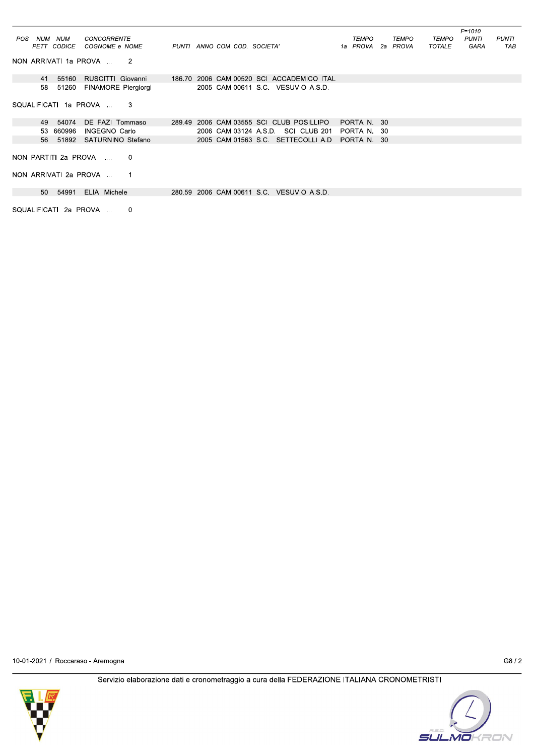| POS | NUM PETT | NUM CODICE | CONCORRENTE COGNOME e NOME | PUNTI | ANNO | COM | COD. | SOCIETA' | TEMPO 1a PROVA | TEMPO 2a PROVA | TEMPO TOTALE | F=1010 PUNTI GARA | PUNTI TAB |
|---|---|---|---|---|---|---|---|---|---|---|---|---|---|

NON ARRIVATI 1a PROVA ... 2

| | | | | | | | | | | | | | |
|---|---|---|---|---|---|---|---|---|---|---|---|---|---|
| | 41 | 55160 | RUSCITTI Giovanni | 186.70 | 2006 | CAM | 00520 | SCI ACCADEMICO ITAL | | | | | |
| | 58 | 51260 | FINAMORE Piergiorgi | | 2005 | CAM | 00611 | S.C. VESUVIO A.S.D. | | | | | |

SQUALIFICATI 1a PROVA ... 3

| | | | | | | | | | | | | | |
|---|---|---|---|---|---|---|---|---|---|---|---|---|---|
| | 49 | 54074 | DE FAZI Tommaso | 289.49 | 2006 | CAM | 03555 | SCI CLUB POSILLIPO | PORTA N. 30 | | | | |
| | 53 | 660996 | INGEGNO Carlo | | 2006 | CAM | 03124 | A.S.D. SCI CLUB 201 | PORTA N. 30 | | | | |
| | 56 | 51892 | SATURNINO Stefano | | 2005 | CAM | 01563 | S.C. SETTECOLLI A.D | PORTA N. 30 | | | | |

NON PARTITI 2a PROVA .... 0

NON ARRIVATI 2a PROVA ... 1

| | | | | | | | | | | | | | |
|---|---|---|---|---|---|---|---|---|---|---|---|---|---|
| | 50 | 54991 | ELIA Michele | 280.59 | 2006 | CAM | 00611 | S.C. VESUVIO A.S.D. | | | | | |

SQUALIFICATI 2a PROVA ... 0

10-01-2021 / Roccaraso - Aremogna

Servizio elaborazione dati e cronometraggio a cura della FEDERAZIONE ITALIANA CRONOMETRISTI